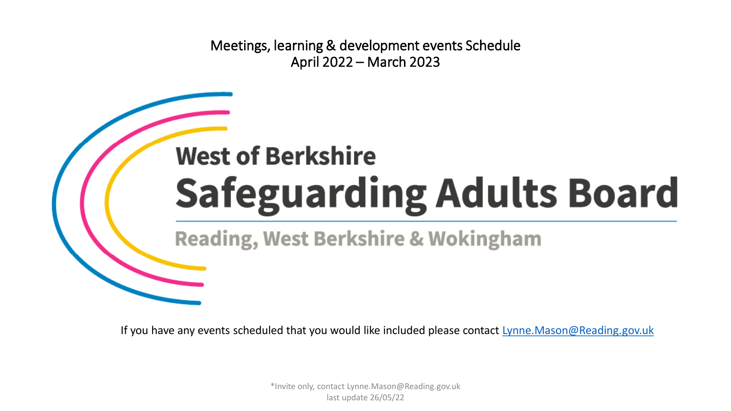# Meetings, learning & development events Schedule
## April 2022 – March 2023

**West of Berkshire**

# Safeguarding Adults Board

**Reading, West Berkshire & Wokingham**

If you have any events scheduled that you would like included please contact Lynne.Mason@Reading.gov.uk

*Invite only, contact Lynne.Mason@Reading.gov.uk

last update 26/05/22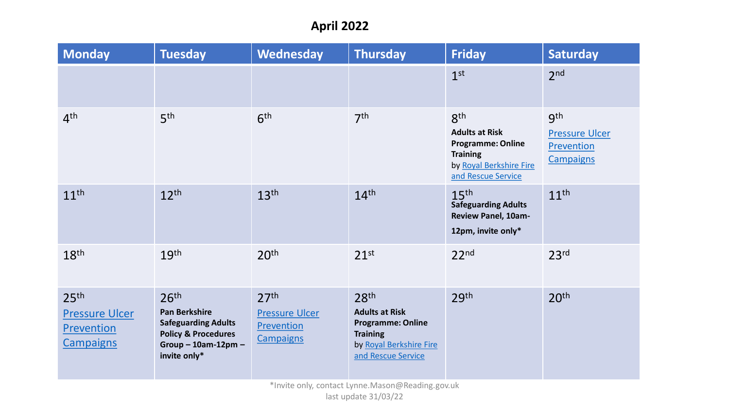# April 2022

| Monday | Tuesday | Wednesday | Thursday | Friday | Saturday |
| --- | --- | --- | --- | --- | --- |
| | | | | 1st | 2nd |
| 4th | 5th | 6th | 7th | 8th **Adults at Risk Programme: Online Training** by Royal Berkshire Fire and Rescue Service | 9th Pressure Ulcer Prevention Campaigns |
| 11th | 12th | 13th | 14th | 15th **Safeguarding Adults Review Panel, 10am-12pm, invite only*** | 11th |
| 18th | 19th | 20th | 21st | 22nd | 23rd |
| 25th Pressure Ulcer Prevention Campaigns | 26th **Pan Berkshire Safeguarding Adults Policy & Procedures Group – 10am-12pm – invite only*** | 27th Pressure Ulcer Prevention Campaigns | 28th **Adults at Risk Programme: Online Training** by Royal Berkshire Fire and Rescue Service | 29th | 20th |

*Invite only, contact Lynne.Mason@Reading.gov.uk

last update 31/03/22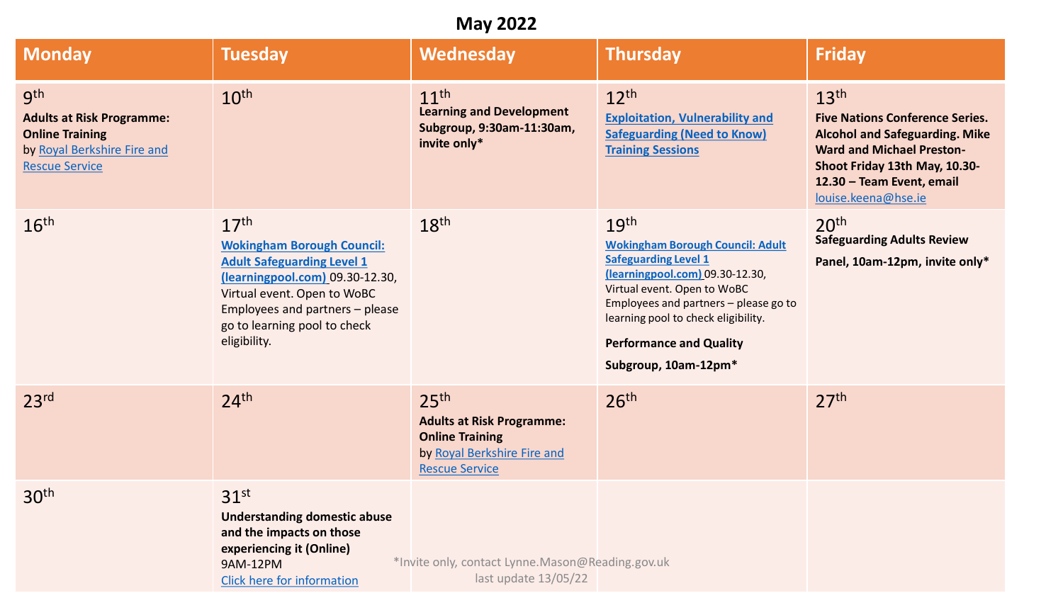# May 2022

| Monday | Tuesday | Wednesday | Thursday | Friday |
|---|---|---|---|---|
| 9th<br>**Adults at Risk Programme: Online Training** by Royal Berkshire Fire and Rescue Service | 10th | 11th<br>**Learning and Development Subgroup, 9:30am-11:30am, invite only*** | 12th<br>**Exploitation, Vulnerability and Safeguarding (Need to Know) Training Sessions** | 13th<br>**Five Nations Conference Series. Alcohol and Safeguarding. Mike Ward and Michael Preston-Shoot Friday 13th May, 10.30-12.30 – Team Event, email** louise.keena@hse.ie |
| 16th | 17th<br>**Wokingham Borough Council: Adult Safeguarding Level 1 (learningpool.com)** 09.30-12.30, Virtual event. Open to WoBC Employees and partners – please go to learning pool to check eligibility. | 18th | 19th<br>**Wokingham Borough Council: Adult Safeguarding Level 1 (learningpool.com)** 09.30-12.30, Virtual event. Open to WoBC Employees and partners – please go to learning pool to check eligibility.<br>**Performance and Quality Subgroup, 10am-12pm*** | 20th<br>**Safeguarding Adults Review Panel, 10am-12pm, invite only*** |
| 23rd | 24th | 25th<br>**Adults at Risk Programme: Online Training** by Royal Berkshire Fire and Rescue Service | 26th | 27th |
| 30th | 31st<br>**Understanding domestic abuse and the impacts on those experiencing it (Online)** 9AM-12PM<br>Click here for information | | | |

*Invite only, contact Lynne.Mason@Reading.gov.uk

last update 13/05/22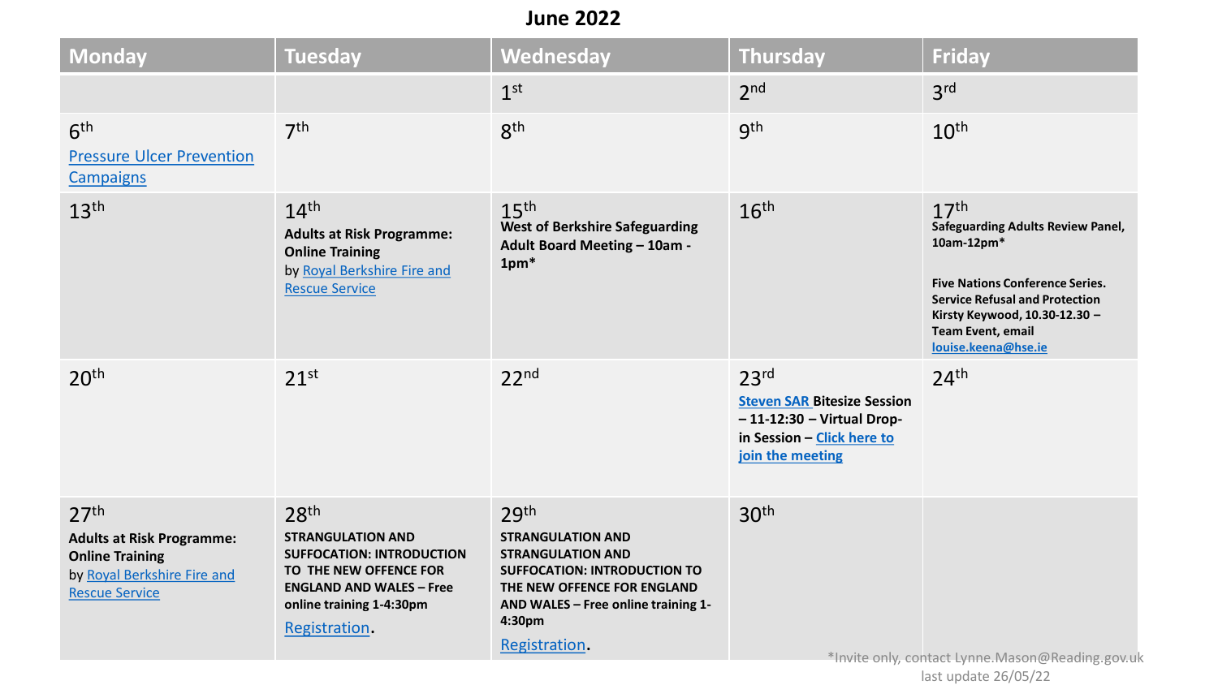# June 2022

| Monday | Tuesday | Wednesday | Thursday | Friday |
|---|---|---|---|---|
| | | 1st | 2nd | 3rd |
| 6th<br>Pressure Ulcer Prevention Campaigns | 7th | 8th | 9th | 10th |
| 13th | 14th<br>**Adults at Risk Programme: Online Training**<br>by Royal Berkshire Fire and Rescue Service | 15th<br>**West of Berkshire Safeguarding Adult Board Meeting – 10am - 1pm*** | 16th | 17th<br>**Safeguarding Adults Review Panel, 10am-12pm***<br><br>**Five Nations Conference Series. Service Refusal and Protection Kirsty Keywood, 10.30-12.30 – Team Event, email louise.keena@hse.ie** |
| 20th | 21st | 22nd | 23rd<br>**Steven SAR Bitesize Session – 11-12:30 – Virtual Drop-in Session – Click here to join the meeting** | 24th |
| 27th<br>**Adults at Risk Programme: Online Training**<br>by Royal Berkshire Fire and Rescue Service | 28th<br>**STRANGULATION AND SUFFOCATION: INTRODUCTION TO THE NEW OFFENCE FOR ENGLAND AND WALES – Free online training 1-4:30pm**<br>Registration. | 29th<br>**STRANGULATION AND STRANGULATION AND SUFFOCATION: INTRODUCTION TO THE NEW OFFENCE FOR ENGLAND AND WALES – Free online training 1-4:30pm**<br>Registration. | 30th | |

*Invite only, contact Lynne.Mason@Reading.gov.uk

last update 26/05/22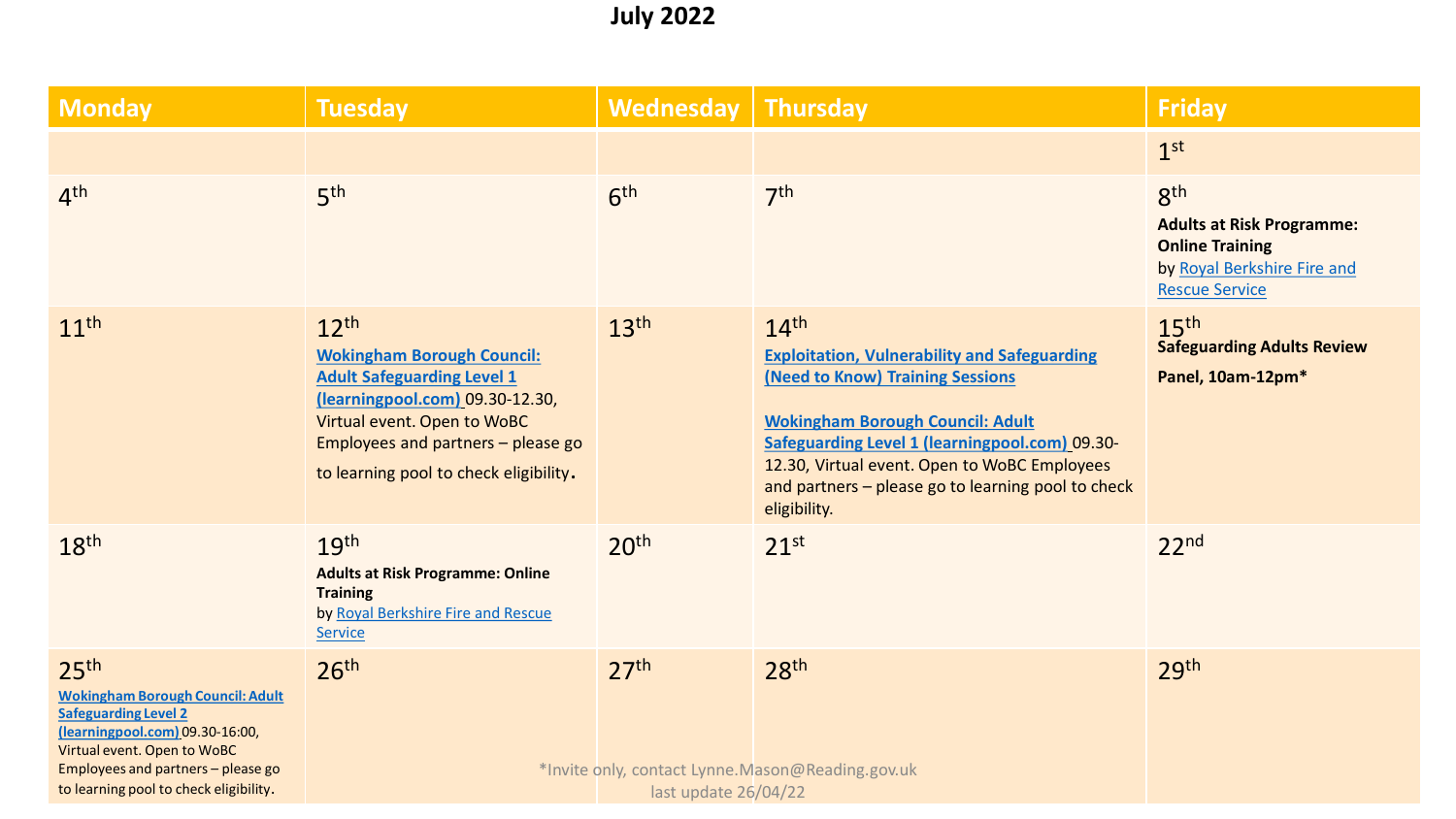# July 2022

| Monday | Tuesday | Wednesday | Thursday | Friday |
|---|---|---|---|---|
| | | | | 1st |
| 4th | 5th | 6th | 7th | 8th **Adults at Risk Programme: Online Training** by Royal Berkshire Fire and Rescue Service |
| 11th | 12th **Wokingham Borough Council: Adult Safeguarding Level 1 (learningpool.com)** 09.30-12.30, Virtual event. Open to WoBC Employees and partners – please go to learning pool to check eligibility. | 13th | 14th **Exploitation, Vulnerability and Safeguarding (Need to Know) Training Sessions** <br><br> **Wokingham Borough Council: Adult Safeguarding Level 1 (learningpool.com)** 09.30-12.30, Virtual event. Open to WoBC Employees and partners – please go to learning pool to check eligibility. | 15th **Safeguarding Adults Review Panel, 10am-12pm*** |
| 18th | 19th **Adults at Risk Programme: Online Training** by Royal Berkshire Fire and Rescue Service | 20th | 21st | 22nd |
| 25th **Wokingham Borough Council: Adult Safeguarding Level 2 (learningpool.com)** 09.30-16:00, Virtual event. Open to WoBC Employees and partners – please go to learning pool to check eligibility. | 26th | 27th | 28th | 29th |

*Invite only, contact Lynne.Mason@Reading.gov.uk

last update 26/04/22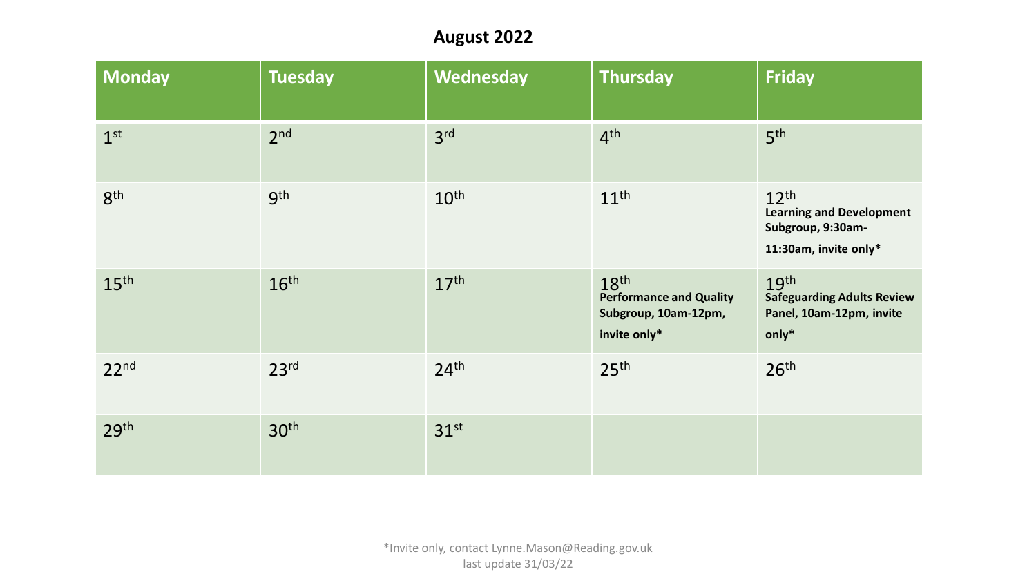## August 2022

| Monday | Tuesday | Wednesday | Thursday | Friday |
|---|---|---|---|---|
| 1st | 2nd | 3rd | 4th | 5th |
| 8th | 9th | 10th | 11th | 12th **Learning and Development Subgroup, 9:30am-11:30am, invite only*** |
| 15th | 16th | 17th | 18th **Performance and Quality Subgroup, 10am-12pm, invite only*** | 19th **Safeguarding Adults Review Panel, 10am-12pm, invite only*** |
| 22nd | 23rd | 24th | 25th | 26th |
| 29th | 30th | 31st | | |

*Invite only, contact Lynne.Mason@Reading.gov.uk
last update 31/03/22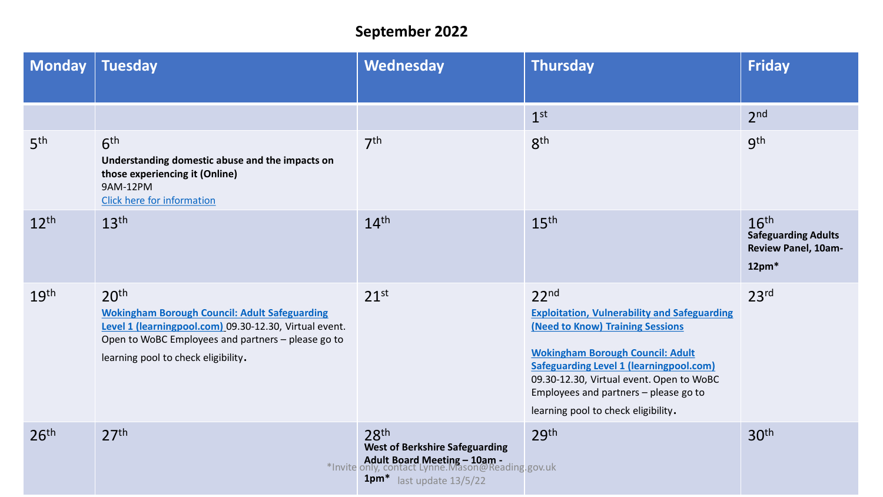# September 2022

| Monday | Tuesday | Wednesday | Thursday | Friday |
|---|---|---|---|---|
| | | | 1st | 2nd |
| 5th | 6th<br>**Understanding domestic abuse and the impacts on those experiencing it (Online)**<br>9AM-12PM<br>Click here for information | 7th | 8th | 9th |
| 12th | 13th | 14th | 15th | 16th<br>**Safeguarding Adults Review Panel, 10am-12pm*** |
| 19th | 20th<br>**Wokingham Borough Council: Adult Safeguarding Level 1 (learningpool.com)** 09.30-12.30, Virtual event. Open to WoBC Employees and partners – please go to learning pool to check eligibility. | 21st | 22nd<br>**Exploitation, Vulnerability and Safeguarding (Need to Know) Training Sessions**<br><br>**Wokingham Borough Council: Adult Safeguarding Level 1 (learningpool.com)** 09.30-12.30, Virtual event. Open to WoBC Employees and partners – please go to learning pool to check eligibility. | 23rd |
| 26th | 27th | 28th<br>**West of Berkshire Safeguarding Adult Board Meeting – 10am - 1pm*** | 29th | 30th |

*Invite only, contact Lynne.Mason@Reading.gov.uk

last update 13/5/22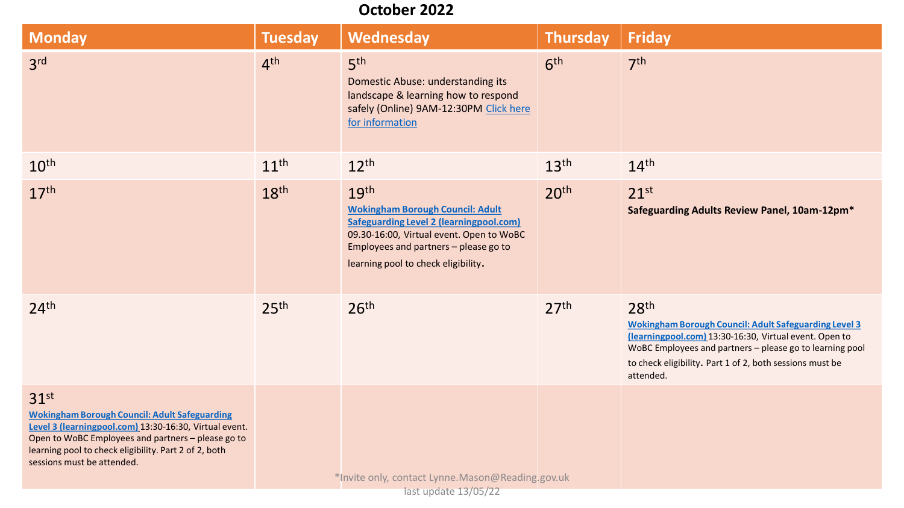# October 2022

| Monday | Tuesday | Wednesday | Thursday | Friday |
|---|---|---|---|---|
| 3rd | 4th | 5th Domestic Abuse: understanding its landscape & learning how to respond safely (Online) 9AM-12:30PM Click here for information | 6th | 7th |
| 10th | 11th | 12th | 13th | 14th |
| 17th | 18th | 19th **Wokingham Borough Council: Adult Safeguarding Level 2 (learningpool.com)** 09.30-16:00, Virtual event. Open to WoBC Employees and partners – please go to learning pool to check eligibility. | 20th | 21st **Safeguarding Adults Review Panel, 10am-12pm*** |
| 24th | 25th | 26th | 27th | 28th **Wokingham Borough Council: Adult Safeguarding Level 3 (learningpool.com)** 13:30-16:30, Virtual event. Open to WoBC Employees and partners – please go to learning pool to check eligibility. Part 1 of 2, both sessions must be attended. |
| 31st **Wokingham Borough Council: Adult Safeguarding Level 3 (learningpool.com)** 13:30-16:30, Virtual event. Open to WoBC Employees and partners – please go to learning pool to check eligibility. Part 2 of 2, both sessions must be attended. | | | | |

*Invite only, contact Lynne.Mason@Reading.gov.uk

last update 13/05/22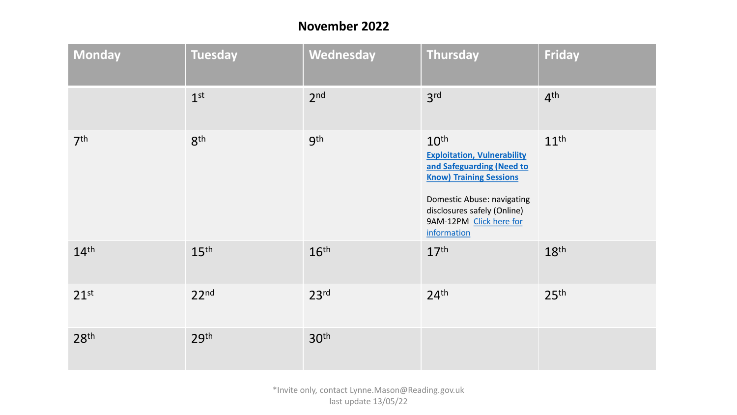## November 2022

| Monday | Tuesday | Wednesday | Thursday | Friday |
|---|---|---|---|---|
| | 1st | 2nd | 3rd | 4th |
| 7th | 8th | 9th | 10th **Exploitation, Vulnerability and Safeguarding (Need to Know) Training Sessions** Domestic Abuse: navigating disclosures safely (Online) 9AM-12PM Click here for information | 11th |
| 14th | 15th | 16th | 17th | 18th |
| 21st | 22nd | 23rd | 24th | 25th |
| 28th | 29th | 30th | | |

*Invite only, contact Lynne.Mason@Reading.gov.uk
last update 13/05/22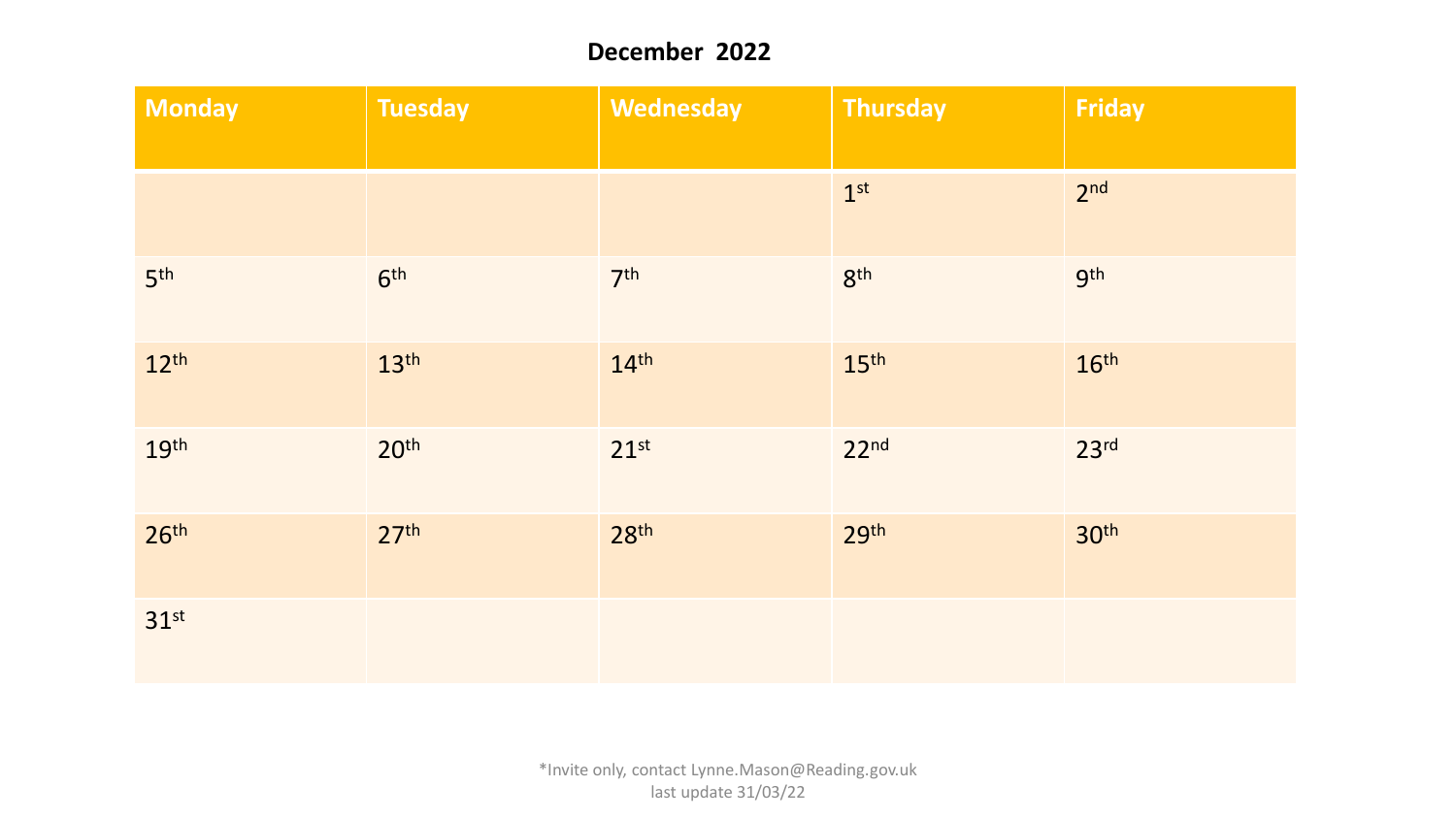**December 2022**

| Monday | Tuesday | Wednesday | Thursday | Friday |
|---|---|---|---|---|
| | | | 1st | 2nd |
| 5th | 6th | 7th | 8th | 9th |
| 12th | 13th | 14th | 15th | 16th |
| 19th | 20th | 21st | 22nd | 23rd |
| 26th | 27th | 28th | 29th | 30th |
| 31st | | | | |

*Invite only, contact Lynne.Mason@Reading.gov.uk
last update 31/03/22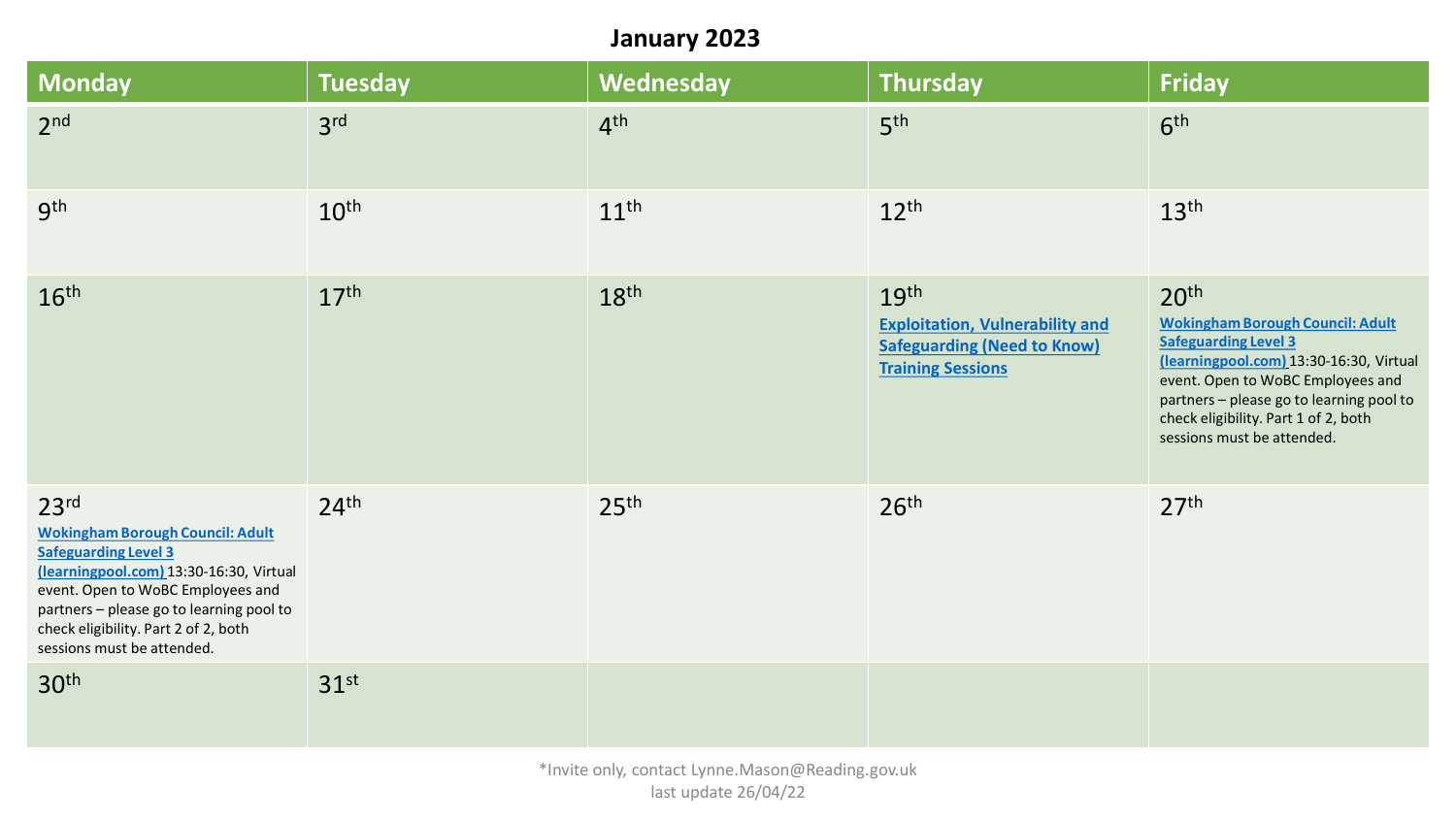# January 2023

| Monday | Tuesday | Wednesday | Thursday | Friday |
|---|---|---|---|---|
| 2nd | 3rd | 4th | 5th | 6th |
| 9th | 10th | 11th | 12th | 13th |
| 16th | 17th | 18th | 19th **Exploitation, Vulnerability and Safeguarding (Need to Know) Training Sessions** | 20th **Wokingham Borough Council: Adult Safeguarding Level 3 (learningpool.com)** 13:30-16:30, Virtual event. Open to WoBC Employees and partners – please go to learning pool to check eligibility. Part 1 of 2, both sessions must be attended. |
| 23rd **Wokingham Borough Council: Adult Safeguarding Level 3 (learningpool.com)** 13:30-16:30, Virtual event. Open to WoBC Employees and partners – please go to learning pool to check eligibility. Part 2 of 2, both sessions must be attended. | 24th | 25th | 26th | 27th |
| 30th | 31st | | | |

*Invite only, contact Lynne.Mason@Reading.gov.uk

last update 26/04/22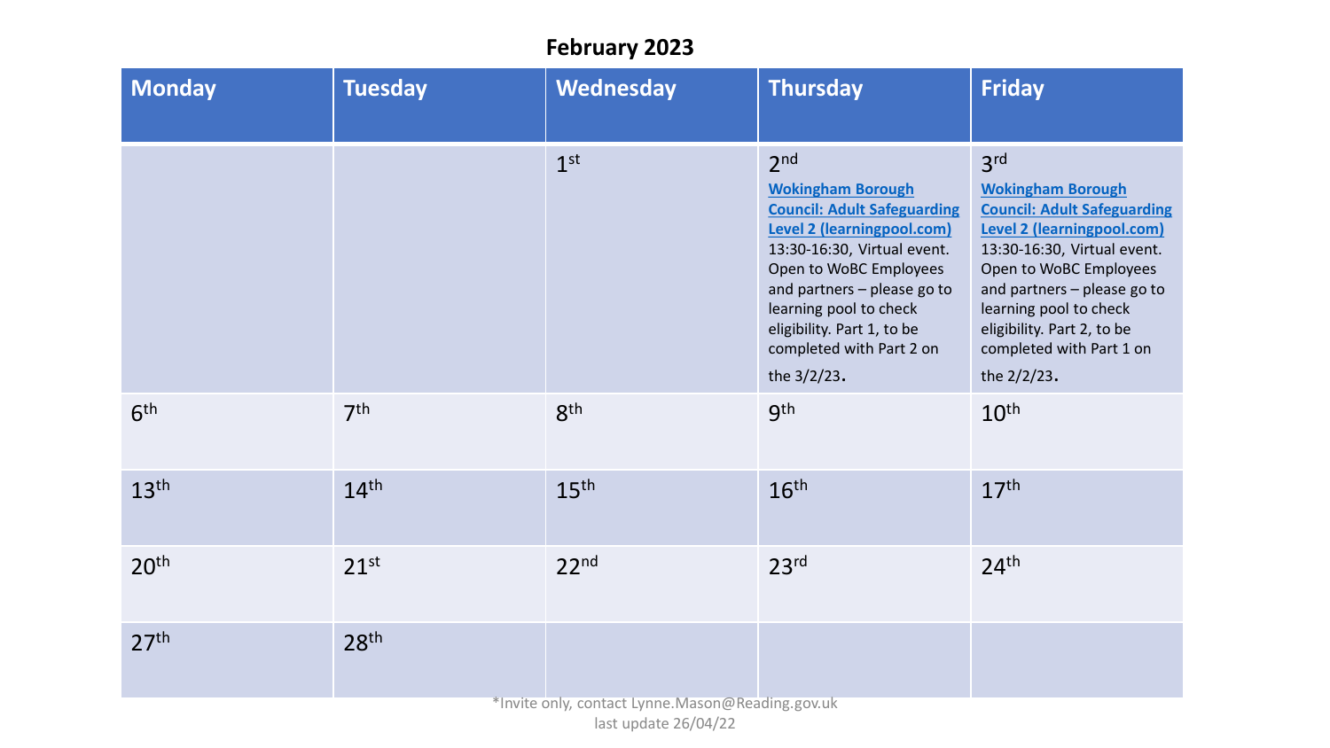## February 2023

| Monday | Tuesday | Wednesday | Thursday | Friday |
|---|---|---|---|---|
| | | 1st | 2nd **Wokingham Borough Council: Adult Safeguarding Level 2 (learningpool.com)** 13:30-16:30, Virtual event. Open to WoBC Employees and partners – please go to learning pool to check eligibility. Part 1, to be completed with Part 2 on the 3/2/23. | 3rd **Wokingham Borough Council: Adult Safeguarding Level 2 (learningpool.com)** 13:30-16:30, Virtual event. Open to WoBC Employees and partners – please go to learning pool to check eligibility. Part 2, to be completed with Part 1 on the 2/2/23. |
| 6th | 7th | 8th | 9th | 10th |
| 13th | 14th | 15th | 16th | 17th |
| 20th | 21st | 22nd | 23rd | 24th |
| 27th | 28th | | | |

*Invite only, contact Lynne.Mason@Reading.gov.uk

last update 26/04/22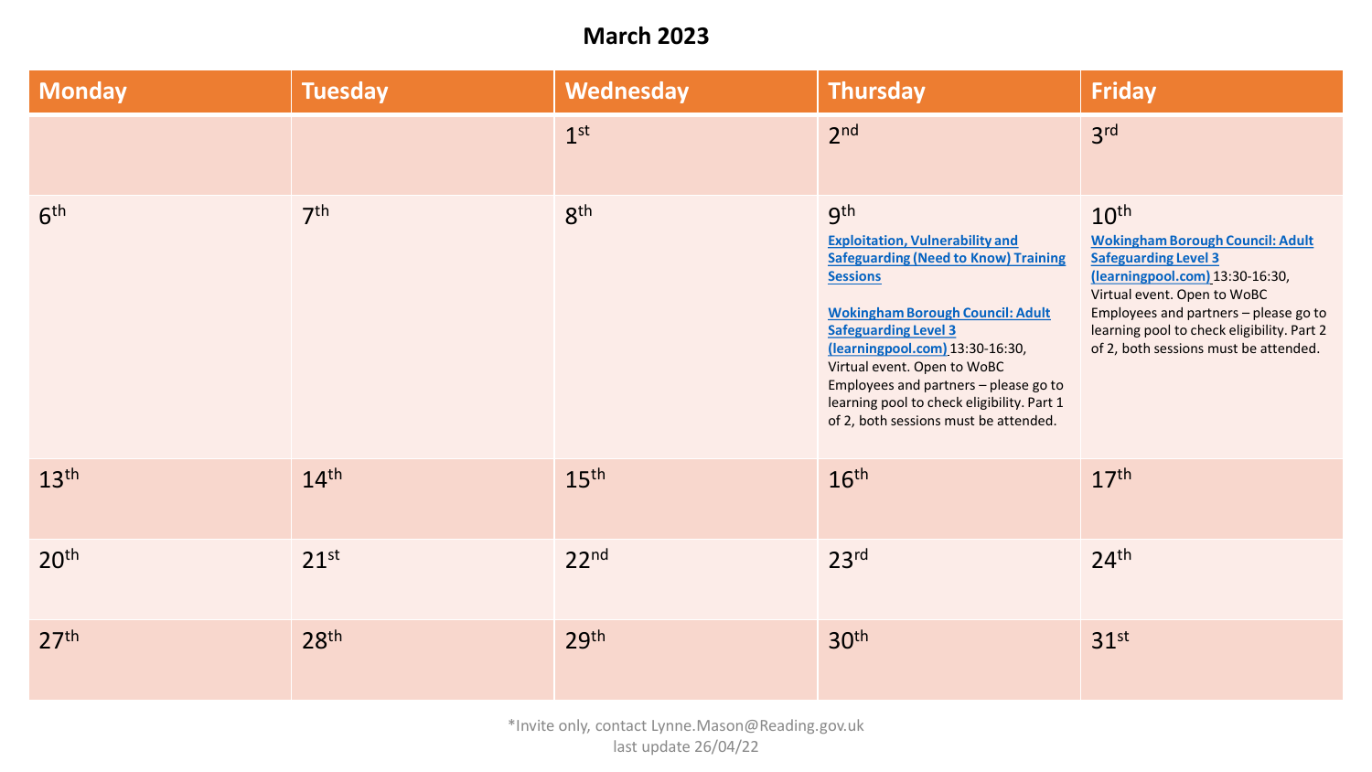# March 2023

| Monday | Tuesday | Wednesday | Thursday | Friday |
|---|---|---|---|---|
| | | 1st | 2nd | 3rd |
| 6th | 7th | 8th | 9th<br>**Exploitation, Vulnerability and Safeguarding (Need to Know) Training Sessions**<br><br>**Wokingham Borough Council: Adult Safeguarding Level 3 (learningpool.com)** 13:30-16:30, Virtual event. Open to WoBC Employees and partners – please go to learning pool to check eligibility. Part 1 of 2, both sessions must be attended. | 10th<br>**Wokingham Borough Council: Adult Safeguarding Level 3 (learningpool.com)** 13:30-16:30, Virtual event. Open to WoBC Employees and partners – please go to learning pool to check eligibility. Part 2 of 2, both sessions must be attended. |
| 13th | 14th | 15th | 16th | 17th |
| 20th | 21st | 22nd | 23rd | 24th |
| 27th | 28th | 29th | 30th | 31st |

*Invite only, contact Lynne.Mason@Reading.gov.uk
last update 26/04/22